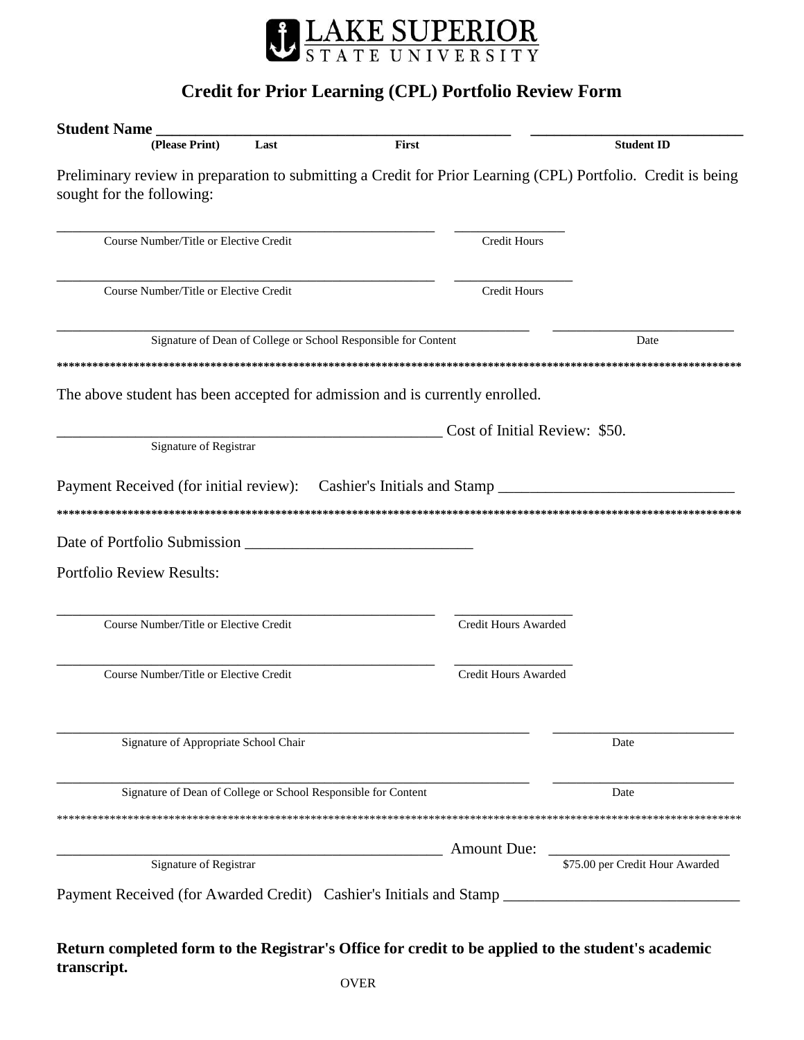**LAKE SUPERIOR STATE UNIVERSITY**

# Credit for Prior Learning (CPL) Portfolio Review Form

**Student Name** ______________________________________________ __________________________
**(Please Print)** Last First **Student ID**

Preliminary review in preparation to submitting a Credit for Prior Learning (CPL) Portfolio. Credit is being sought for the following:

__________________________________________________ _______________
Course Number/Title or Elective Credit Credit Hours

__________________________________________________ _______________
Course Number/Title or Elective Credit Credit Hours

______________________________________________________________ ________________________
Signature of Dean of College or School Responsible for Content Date

*************************************************************************************************************************

The above student has been accepted for admission and is currently enrolled.

__________________________________________________ Cost of Initial Review: $50.
Signature of Registrar

Payment Received (for initial review): Cashier's Initials and Stamp ______________________________

*************************************************************************************************************************

Date of Portfolio Submission ____________________________

Portfolio Review Results:

__________________________________________________ _______________
Course Number/Title or Elective Credit Credit Hours Awarded

__________________________________________________ _______________
Course Number/Title or Elective Credit Credit Hours Awarded

______________________________________________________________ ________________________
Signature of Appropriate School Chair Date

______________________________________________________________ ________________________
Signature of Dean of College or School Responsible for Content Date

*************************************************************************************************************************

__________________________________________________ Amount Due: ________________________
Signature of Registrar $75.00 per Credit Hour Awarded

Payment Received (for Awarded Credit) Cashier's Initials and Stamp ______________________________

**Return completed form to the Registrar's Office for credit to be applied to the student's academic transcript.**

OVER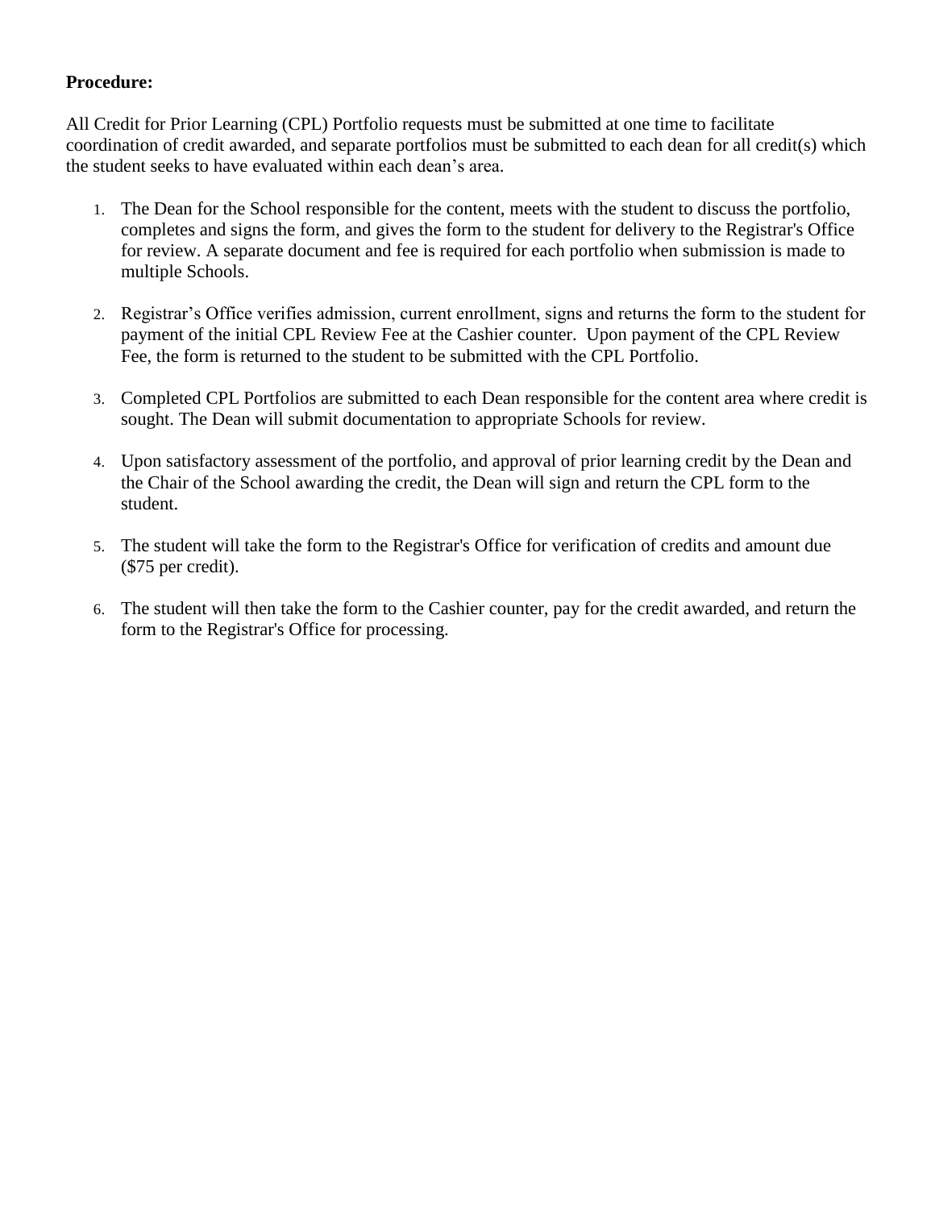**Procedure:**

All Credit for Prior Learning (CPL) Portfolio requests must be submitted at one time to facilitate coordination of credit awarded, and separate portfolios must be submitted to each dean for all credit(s) which the student seeks to have evaluated within each dean's area.

1. The Dean for the School responsible for the content, meets with the student to discuss the portfolio, completes and signs the form, and gives the form to the student for delivery to the Registrar's Office for review. A separate document and fee is required for each portfolio when submission is made to multiple Schools.

2. Registrar's Office verifies admission, current enrollment, signs and returns the form to the student for payment of the initial CPL Review Fee at the Cashier counter. Upon payment of the CPL Review Fee, the form is returned to the student to be submitted with the CPL Portfolio.

3. Completed CPL Portfolios are submitted to each Dean responsible for the content area where credit is sought. The Dean will submit documentation to appropriate Schools for review.

4. Upon satisfactory assessment of the portfolio, and approval of prior learning credit by the Dean and the Chair of the School awarding the credit, the Dean will sign and return the CPL form to the student.

5. The student will take the form to the Registrar's Office for verification of credits and amount due ($75 per credit).

6. The student will then take the form to the Cashier counter, pay for the credit awarded, and return the form to the Registrar's Office for processing.